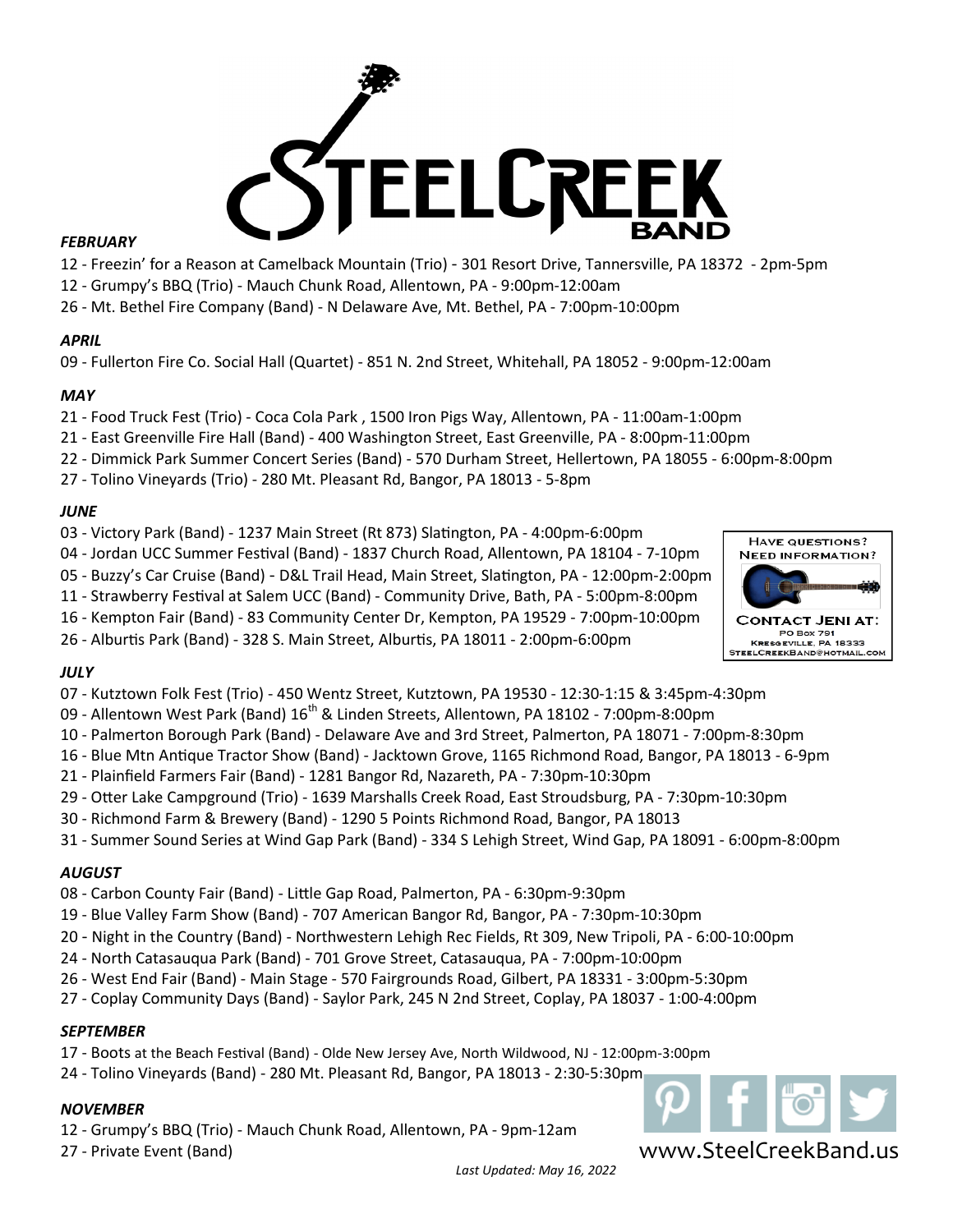# STEELCREEK BAND

### *FEBRUARY*

12 - Freezin' for a Reason at Camelback Mountain (Trio) - 301 Resort Drive, Tannersville, PA 18372 - 2pm-5pm
12 - Grumpy's BBQ (Trio) - Mauch Chunk Road, Allentown, PA - 9:00pm-12:00am
26 - Mt. Bethel Fire Company (Band) - N Delaware Ave, Mt. Bethel, PA - 7:00pm-10:00pm

### *APRIL*

09 - Fullerton Fire Co. Social Hall (Quartet) - 851 N. 2nd Street, Whitehall, PA 18052 - 9:00pm-12:00am

### *MAY*

21 - Food Truck Fest (Trio) - Coca Cola Park , 1500 Iron Pigs Way, Allentown, PA - 11:00am-1:00pm
21 - East Greenville Fire Hall (Band) - 400 Washington Street, East Greenville, PA - 8:00pm-11:00pm
22 - Dimmick Park Summer Concert Series (Band) - 570 Durham Street, Hellertown, PA 18055 - 6:00pm-8:00pm
27 - Tolino Vineyards (Trio) - 280 Mt. Pleasant Rd, Bangor, PA 18013 - 5-8pm

### *JUNE*

03 - Victory Park (Band) - 1237 Main Street (Rt 873) Slatington, PA - 4:00pm-6:00pm
04 - Jordan UCC Summer Festival (Band) - 1837 Church Road, Allentown, PA 18104 - 7-10pm
05 - Buzzy's Car Cruise (Band) - D&L Trail Head, Main Street, Slatington, PA - 12:00pm-2:00pm
11 - Strawberry Festival at Salem UCC (Band) - Community Drive, Bath, PA - 5:00pm-8:00pm
16 - Kempton Fair (Band) - 83 Community Center Dr, Kempton, PA 19529 - 7:00pm-10:00pm
26 - Alburtis Park (Band) - 328 S. Main Street, Alburtis, PA 18011 - 2:00pm-6:00pm

HAVE QUESTIONS?
NEED INFORMATION?

CONTACT JENI AT:
PO Box 791
Kresgeville, PA 18333
SteelCreekBand@hotmail.com

### *JULY*

07 - Kutztown Folk Fest (Trio) - 450 Wentz Street, Kutztown, PA 19530 - 12:30-1:15 & 3:45pm-4:30pm
09 - Allentown West Park (Band) 16th & Linden Streets, Allentown, PA 18102 - 7:00pm-8:00pm
10 - Palmerton Borough Park (Band) - Delaware Ave and 3rd Street, Palmerton, PA 18071 - 7:00pm-8:30pm
16 - Blue Mtn Antique Tractor Show (Band) - Jacktown Grove, 1165 Richmond Road, Bangor, PA 18013 - 6-9pm
21 - Plainfield Farmers Fair (Band) - 1281 Bangor Rd, Nazareth, PA - 7:30pm-10:30pm
29 - Otter Lake Campground (Trio) - 1639 Marshalls Creek Road, East Stroudsburg, PA - 7:30pm-10:30pm
30 - Richmond Farm & Brewery (Band) - 1290 5 Points Richmond Road, Bangor, PA 18013
31 - Summer Sound Series at Wind Gap Park (Band) - 334 S Lehigh Street, Wind Gap, PA 18091 - 6:00pm-8:00pm

### *AUGUST*

08 - Carbon County Fair (Band) - Little Gap Road, Palmerton, PA - 6:30pm-9:30pm
19 - Blue Valley Farm Show (Band) - 707 American Bangor Rd, Bangor, PA - 7:30pm-10:30pm
20 - Night in the Country (Band) - Northwestern Lehigh Rec Fields, Rt 309, New Tripoli, PA - 6:00-10:00pm
24 - North Catasauqua Park (Band) - 701 Grove Street, Catasauqua, PA - 7:00pm-10:00pm
26 - West End Fair (Band) - Main Stage - 570 Fairgrounds Road, Gilbert, PA 18331 - 3:00pm-5:30pm
27 - Coplay Community Days (Band) - Saylor Park, 245 N 2nd Street, Coplay, PA 18037 - 1:00-4:00pm

### *SEPTEMBER*

17 - Boots at the Beach Festival (Band) - Olde New Jersey Ave, North Wildwood, NJ - 12:00pm-3:00pm
24 - Tolino Vineyards (Band) - 280 Mt. Pleasant Rd, Bangor, PA 18013 - 2:30-5:30pm

### *NOVEMBER*

12 - Grumpy's BBQ (Trio) - Mauch Chunk Road, Allentown, PA - 9pm-12am
27 - Private Event (Band)

www.SteelCreekBand.us

*Last Updated: May 16, 2022*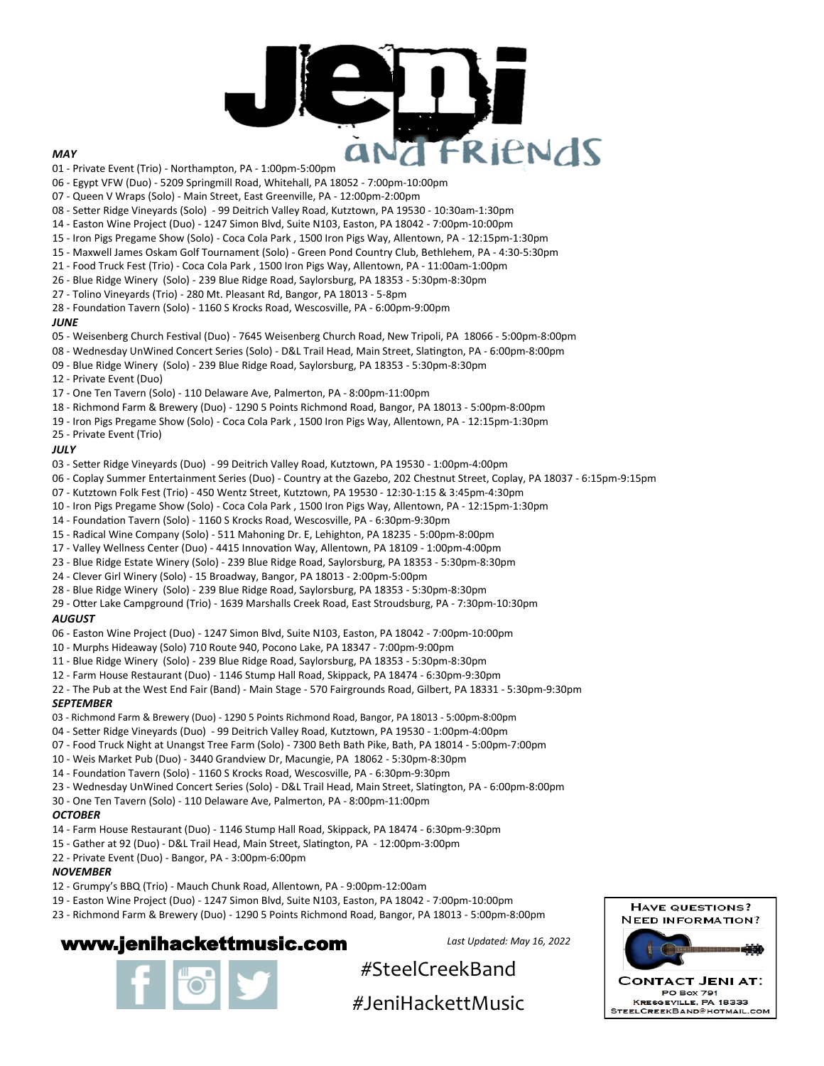# Jeni and Friends

### *MAY*

01 - Private Event (Trio) - Northampton, PA - 1:00pm-5:00pm
06 - Egypt VFW (Duo) - 5209 Springmill Road, Whitehall, PA 18052 - 7:00pm-10:00pm
07 - Queen V Wraps (Solo) - Main Street, East Greenville, PA - 12:00pm-2:00pm
08 - Setter Ridge Vineyards (Solo) - 99 Deitrich Valley Road, Kutztown, PA 19530 - 10:30am-1:30pm
14 - Easton Wine Project (Duo) - 1247 Simon Blvd, Suite N103, Easton, PA 18042 - 7:00pm-10:00pm
15 - Iron Pigs Pregame Show (Solo) - Coca Cola Park , 1500 Iron Pigs Way, Allentown, PA - 12:15pm-1:30pm
15 - Maxwell James Oskam Golf Tournament (Solo) - Green Pond Country Club, Bethlehem, PA - 4:30-5:30pm
21 - Food Truck Fest (Trio) - Coca Cola Park , 1500 Iron Pigs Way, Allentown, PA - 11:00am-1:00pm
26 - Blue Ridge Winery (Solo) - 239 Blue Ridge Road, Saylorsburg, PA 18353 - 5:30pm-8:30pm
27 - Tolino Vineyards (Trio) - 280 Mt. Pleasant Rd, Bangor, PA 18013 - 5-8pm
28 - Foundation Tavern (Solo) - 1160 S Krocks Road, Wescosville, PA - 6:00pm-9:00pm

### *JUNE*

05 - Weisenberg Church Festival (Duo) - 7645 Weisenberg Church Road, New Tripoli, PA 18066 - 5:00pm-8:00pm
08 - Wednesday UnWined Concert Series (Solo) - D&L Trail Head, Main Street, Slatington, PA - 6:00pm-8:00pm
09 - Blue Ridge Winery (Solo) - 239 Blue Ridge Road, Saylorsburg, PA 18353 - 5:30pm-8:30pm
12 - Private Event (Duo)
17 - One Ten Tavern (Solo) - 110 Delaware Ave, Palmerton, PA - 8:00pm-11:00pm
18 - Richmond Farm & Brewery (Duo) - 1290 5 Points Richmond Road, Bangor, PA 18013 - 5:00pm-8:00pm
19 - Iron Pigs Pregame Show (Solo) - Coca Cola Park , 1500 Iron Pigs Way, Allentown, PA - 12:15pm-1:30pm
25 - Private Event (Trio)

### *JULY*

03 - Setter Ridge Vineyards (Duo) - 99 Deitrich Valley Road, Kutztown, PA 19530 - 1:00pm-4:00pm
06 - Coplay Summer Entertainment Series (Duo) - Country at the Gazebo, 202 Chestnut Street, Coplay, PA 18037 - 6:15pm-9:15pm
07 - Kutztown Folk Fest (Trio) - 450 Wentz Street, Kutztown, PA 19530 - 12:30-1:15 & 3:45pm-4:30pm
10 - Iron Pigs Pregame Show (Solo) - Coca Cola Park , 1500 Iron Pigs Way, Allentown, PA - 12:15pm-1:30pm
14 - Foundation Tavern (Solo) - 1160 S Krocks Road, Wescosville, PA - 6:30pm-9:30pm
15 - Radical Wine Company (Solo) - 511 Mahoning Dr. E, Lehighton, PA 18235 - 5:00pm-8:00pm
17 - Valley Wellness Center (Duo) - 4415 Innovation Way, Allentown, PA 18109 - 1:00pm-4:00pm
23 - Blue Ridge Estate Winery (Solo) - 239 Blue Ridge Road, Saylorsburg, PA 18353 - 5:30pm-8:30pm
24 - Clever Girl Winery (Solo) - 15 Broadway, Bangor, PA 18013 - 2:00pm-5:00pm
28 - Blue Ridge Winery (Solo) - 239 Blue Ridge Road, Saylorsburg, PA 18353 - 5:30pm-8:30pm
29 - Otter Lake Campground (Trio) - 1639 Marshalls Creek Road, East Stroudsburg, PA - 7:30pm-10:30pm

### *AUGUST*

06 - Easton Wine Project (Duo) - 1247 Simon Blvd, Suite N103, Easton, PA 18042 - 7:00pm-10:00pm
10 - Murphs Hideaway (Solo) 710 Route 940, Pocono Lake, PA 18347 - 7:00pm-9:00pm
11 - Blue Ridge Winery (Solo) - 239 Blue Ridge Road, Saylorsburg, PA 18353 - 5:30pm-8:30pm
12 - Farm House Restaurant (Duo) - 1146 Stump Hall Road, Skippack, PA 18474 - 6:30pm-9:30pm
22 - The Pub at the West End Fair (Band) - Main Stage - 570 Fairgrounds Road, Gilbert, PA 18331 - 5:30pm-9:30pm

### *SEPTEMBER*

03 - Richmond Farm & Brewery (Duo) - 1290 5 Points Richmond Road, Bangor, PA 18013 - 5:00pm-8:00pm
04 - Setter Ridge Vineyards (Duo) - 99 Deitrich Valley Road, Kutztown, PA 19530 - 1:00pm-4:00pm
07 - Food Truck Night at Unangst Tree Farm (Solo) - 7300 Beth Bath Pike, Bath, PA 18014 - 5:00pm-7:00pm
10 - Weis Market Pub (Duo) - 3440 Grandview Dr, Macungie, PA 18062 - 5:30pm-8:30pm
14 - Foundation Tavern (Solo) - 1160 S Krocks Road, Wescosville, PA - 6:30pm-9:30pm
23 - Wednesday UnWined Concert Series (Solo) - D&L Trail Head, Main Street, Slatington, PA - 6:00pm-8:00pm
30 - One Ten Tavern (Solo) - 110 Delaware Ave, Palmerton, PA - 8:00pm-11:00pm

### *OCTOBER*

14 - Farm House Restaurant (Duo) - 1146 Stump Hall Road, Skippack, PA 18474 - 6:30pm-9:30pm
15 - Gather at 92 (Duo) - D&L Trail Head, Main Street, Slatington, PA - 12:00pm-3:00pm
22 - Private Event (Duo) - Bangor, PA - 3:00pm-6:00pm

### *NOVEMBER*

12 - Grumpy's BBQ (Trio) - Mauch Chunk Road, Allentown, PA - 9:00pm-12:00am
19 - Easton Wine Project (Duo) - 1247 Simon Blvd, Suite N103, Easton, PA 18042 - 7:00pm-10:00pm
23 - Richmond Farm & Brewery (Duo) - 1290 5 Points Richmond Road, Bangor, PA 18013 - 5:00pm-8:00pm

**www.jenihackettmusic.com**

*Last Updated: May 16, 2022*

#SteelCreekBand

#JeniHackettMusic

Have questions?
Need information?

Contact Jeni at:
PO Box 791
Kresgeville, PA 18333
SteelCreekBand@hotmail.com